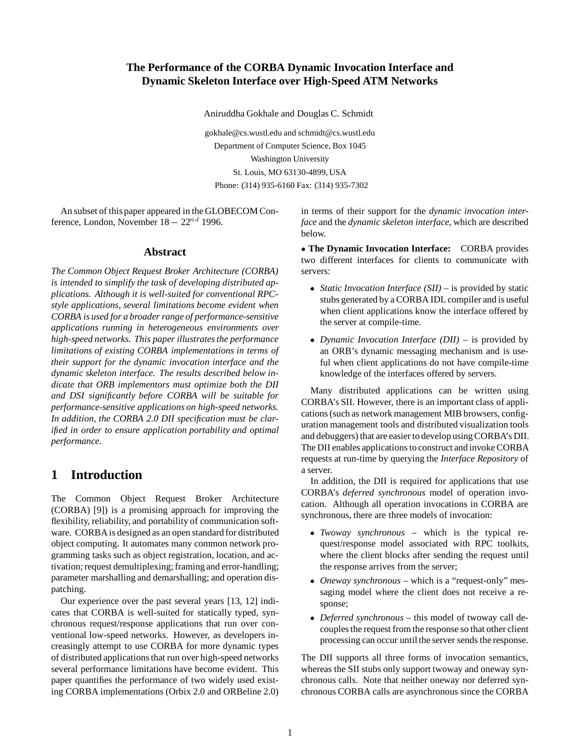# The Performance of the CORBA Dynamic Invocation Interface and Dynamic Skeleton Interface over High-Speed ATM Networks

Aniruddha Gokhale and Douglas C. Schmidt

gokhale@cs.wustl.edu and schmidt@cs.wustl.edu
Department of Computer Science, Box 1045
Washington University
St. Louis, MO 63130-4899, USA
Phone: (314) 935-6160 Fax: (314) 935-7302

An subset of this paper appeared in the GLOBECOM Conference, London, November $18 - 22^{nd}$ 1996.

## Abstract

*The Common Object Request Broker Architecture (CORBA) is intended to simplify the task of developing distributed applications. Although it is well-suited for conventional RPC-style applications, several limitations become evident when CORBA is used for a broader range of performance-sensitive applications running in heterogeneous environments over high-speed networks. This paper illustrates the performance limitations of existing CORBA implementations in terms of their support for the dynamic invocation interface and the dynamic skeleton interface. The results described below indicate that ORB implementors must optimize both the DII and DSI significantly before CORBA will be suitable for performance-sensitive applications on high-speed networks. In addition, the CORBA 2.0 DII specification must be clarified in order to ensure application portability and optimal performance.*

## 1 Introduction

The Common Object Request Broker Architecture (CORBA) [9]) is a promising approach for improving the flexibility, reliability, and portability of communication software. CORBA is designed as an open standard for distributed object computing. It automates many common network programming tasks such as object registration, location, and activation; request demultiplexing; framing and error-handling; parameter marshalling and demarshalling; and operation dispatching.

Our experience over the past several years [13, 12] indicates that CORBA is well-suited for statically typed, synchronous request/response applications that run over conventional low-speed networks. However, as developers increasingly attempt to use CORBA for more dynamic types of distributed applications that run over high-speed networks several performance limitations have become evident. This paper quantifies the performance of two widely used existing CORBA implementations (Orbix 2.0 and ORBeline 2.0) in terms of their support for the *dynamic invocation interface* and the *dynamic skeleton interface*, which are described below.

- **The Dynamic Invocation Interface:** CORBA provides two different interfaces for clients to communicate with servers:

  - *Static Invocation Interface (SII)* – is provided by static stubs generated by a CORBA IDL compiler and is useful when client applications know the interface offered by the server at compile-time.
  - *Dynamic Invocation Interface (DII)* – is provided by an ORB's dynamic messaging mechanism and is useful when client applications do not have compile-time knowledge of the interfaces offered by servers.

Many distributed applications can be written using CORBA's SII. However, there is an important class of applications (such as network management MIB browsers, configuration management tools and distributed visualization tools and debuggers) that are easier to develop using CORBA's DII. The DII enables applications to construct and invoke CORBA requests at run-time by querying the *Interface Repository* of a server.

In addition, the DII is required for applications that use CORBA's *deferred synchronous* model of operation invocation. Although all operation invocations in CORBA are synchronous, there are three models of invocation:

- *Twoway synchronous* – which is the typical request/response model associated with RPC toolkits, where the client blocks after sending the request until the response arrives from the server;
- *Oneway synchronous* – which is a "request-only" messaging model where the client does not receive a response;
- *Deferred synchronous* – this model of twoway call decouples the request from the response so that other client processing can occur until the server sends the response.

The DII supports all three forms of invocation semantics, whereas the SII stubs only support twoway and oneway synchronous calls. Note that neither oneway nor deferred synchronous CORBA calls are asynchronous since the CORBA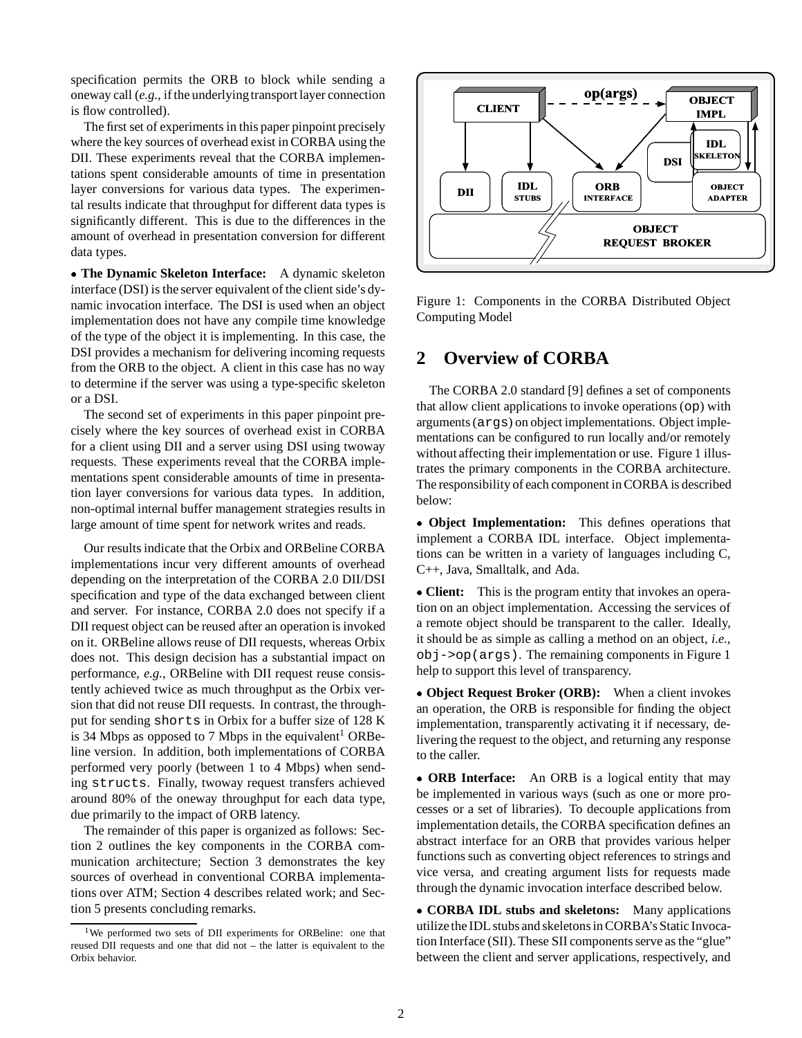specification permits the ORB to block while sending a oneway call (*e.g.,* if the underlying transport layer connection is flow controlled).

The first set of experiments in this paper pinpoint precisely where the key sources of overhead exist in CORBA using the DII. These experiments reveal that the CORBA implementations spent considerable amounts of time in presentation layer conversions for various data types. The experimental results indicate that throughput for different data types is significantly different. This is due to the differences in the amount of overhead in presentation conversion for different data types.

- **The Dynamic Skeleton Interface:** A dynamic skeleton interface (DSI) is the server equivalent of the client side's dynamic invocation interface. The DSI is used when an object implementation does not have any compile time knowledge of the type of the object it is implementing. In this case, the DSI provides a mechanism for delivering incoming requests from the ORB to the object. A client in this case has no way to determine if the server was using a type-specific skeleton or a DSI.

The second set of experiments in this paper pinpoint precisely where the key sources of overhead exist in CORBA for a client using DII and a server using DSI using twoway requests. These experiments reveal that the CORBA implementations spent considerable amounts of time in presentation layer conversions for various data types. In addition, non-optimal internal buffer management strategies results in large amount of time spent for network writes and reads.

Our results indicate that the Orbix and ORBeline CORBA implementations incur very different amounts of overhead depending on the interpretation of the CORBA 2.0 DII/DSI specification and type of the data exchanged between client and server. For instance, CORBA 2.0 does not specify if a DII request object can be reused after an operation is invoked on it. ORBeline allows reuse of DII requests, whereas Orbix does not. This design decision has a substantial impact on performance, *e.g.,* ORBeline with DII request reuse consistently achieved twice as much throughput as the Orbix version that did not reuse DII requests. In contrast, the throughput for sending `shorts` in Orbix for a buffer size of 128 K is 34 Mbps as opposed to 7 Mbps in the equivalent[1] ORBeline version. In addition, both implementations of CORBA performed very poorly (between 1 to 4 Mbps) when sending `structs`. Finally, twoway request transfers achieved around 80% of the oneway throughput for each data type, due primarily to the impact of ORB latency.

The remainder of this paper is organized as follows: Section 2 outlines the key components in the CORBA communication architecture; Section 3 demonstrates the key sources of overhead in conventional CORBA implementations over ATM; Section 4 describes related work; and Section 5 presents concluding remarks.

[1] We performed two sets of DII experiments for ORBeline: one that reused DII requests and one that did not – the latter is equivalent to the Orbix behavior.

Figure 1: Components in the CORBA Distributed Object Computing Model

## 2 Overview of CORBA

The CORBA 2.0 standard [9] defines a set of components that allow client applications to invoke operations (`op`) with arguments (`args`) on object implementations. Object implementations can be configured to run locally and/or remotely without affecting their implementation or use. Figure 1 illustrates the primary components in the CORBA architecture. The responsibility of each component in CORBA is described below:

- **Object Implementation:** This defines operations that implement a CORBA IDL interface. Object implementations can be written in a variety of languages including C, C++, Java, Smalltalk, and Ada.

- **Client:** This is the program entity that invokes an operation on an object implementation. Accessing the services of a remote object should be transparent to the caller. Ideally, it should be as simple as calling a method on an object, *i.e.,* `obj->op(args)`. The remaining components in Figure 1 help to support this level of transparency.

- **Object Request Broker (ORB):** When a client invokes an operation, the ORB is responsible for finding the object implementation, transparently activating it if necessary, delivering the request to the object, and returning any response to the caller.

- **ORB Interface:** An ORB is a logical entity that may be implemented in various ways (such as one or more processes or a set of libraries). To decouple applications from implementation details, the CORBA specification defines an abstract interface for an ORB that provides various helper functions such as converting object references to strings and vice versa, and creating argument lists for requests made through the dynamic invocation interface described below.

- **CORBA IDL stubs and skeletons:** Many applications utilize the IDL stubs and skeletons in CORBA's Static Invocation Interface (SII). These SII components serve as the "glue" between the client and server applications, respectively, and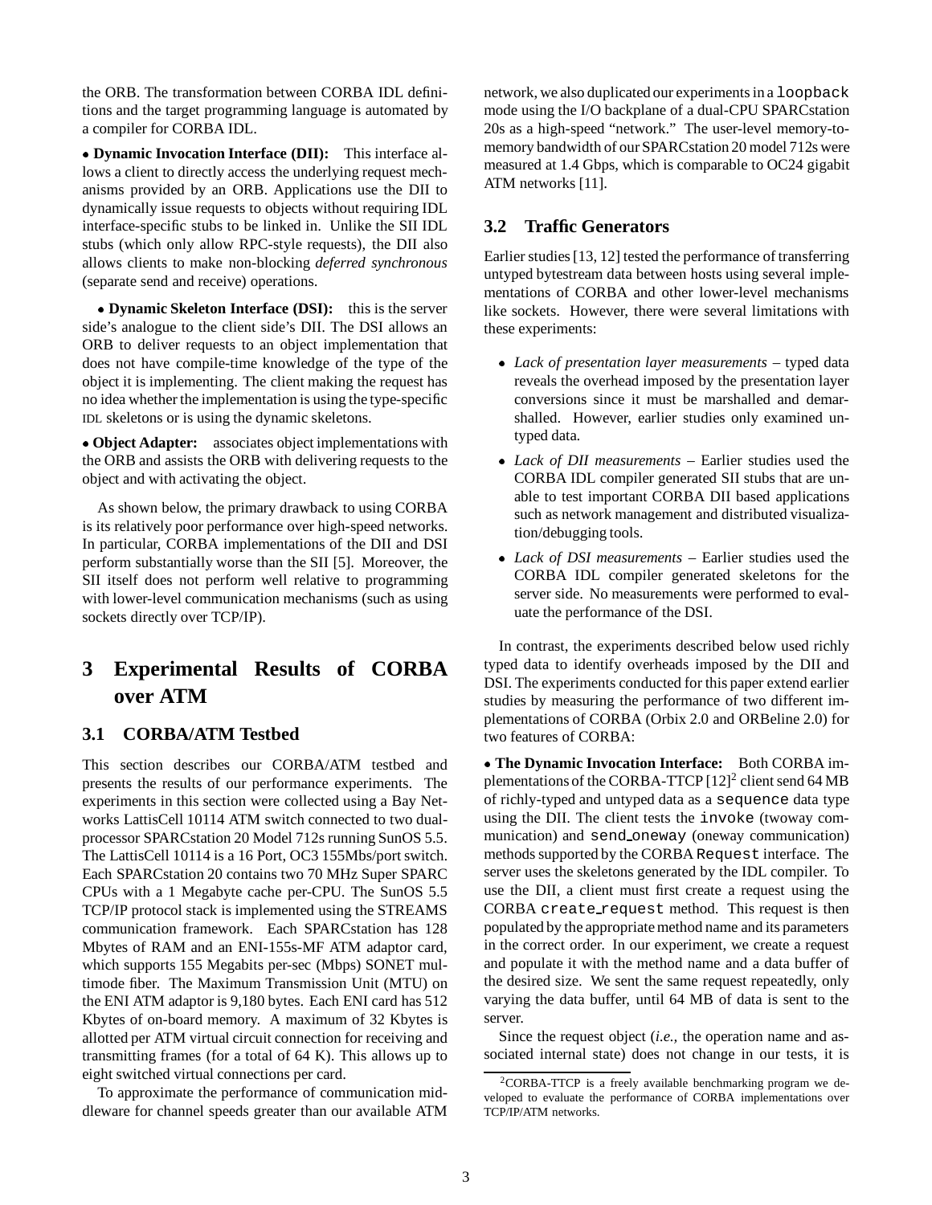the ORB. The transformation between CORBA IDL definitions and the target programming language is automated by a compiler for CORBA IDL.

- **Dynamic Invocation Interface (DII):** This interface allows a client to directly access the underlying request mechanisms provided by an ORB. Applications use the DII to dynamically issue requests to objects without requiring IDL interface-specific stubs to be linked in. Unlike the SII IDL stubs (which only allow RPC-style requests), the DII also allows clients to make non-blocking *deferred synchronous* (separate send and receive) operations.

- **Dynamic Skeleton Interface (DSI):** this is the server side's analogue to the client side's DII. The DSI allows an ORB to deliver requests to an object implementation that does not have compile-time knowledge of the type of the object it is implementing. The client making the request has no idea whether the implementation is using the type-specific IDL skeletons or is using the dynamic skeletons.

- **Object Adapter:** associates object implementations with the ORB and assists the ORB with delivering requests to the object and with activating the object.

As shown below, the primary drawback to using CORBA is its relatively poor performance over high-speed networks. In particular, CORBA implementations of the DII and DSI perform substantially worse than the SII [5]. Moreover, the SII itself does not perform well relative to programming with lower-level communication mechanisms (such as using sockets directly over TCP/IP).

# 3 Experimental Results of CORBA over ATM

## 3.1 CORBA/ATM Testbed

This section describes our CORBA/ATM testbed and presents the results of our performance experiments. The experiments in this section were collected using a Bay Networks LattisCell 10114 ATM switch connected to two dual-processor SPARCstation 20 Model 712s running SunOS 5.5. The LattisCell 10114 is a 16 Port, OC3 155Mbs/port switch. Each SPARCstation 20 contains two 70 MHz Super SPARC CPUs with a 1 Megabyte cache per-CPU. The SunOS 5.5 TCP/IP protocol stack is implemented using the STREAMS communication framework. Each SPARCstation has 128 Mbytes of RAM and an ENI-155s-MF ATM adaptor card, which supports 155 Megabits per-sec (Mbps) SONET multimode fiber. The Maximum Transmission Unit (MTU) on the ENI ATM adaptor is 9,180 bytes. Each ENI card has 512 Kbytes of on-board memory. A maximum of 32 Kbytes is allotted per ATM virtual circuit connection for receiving and transmitting frames (for a total of 64 K). This allows up to eight switched virtual connections per card.

To approximate the performance of communication middleware for channel speeds greater than our available ATM network, we also duplicated our experiments in a `loopback` mode using the I/O backplane of a dual-CPU SPARCstation 20s as a high-speed "network." The user-level memory-to-memory bandwidth of our SPARCstation 20 model 712s were measured at 1.4 Gbps, which is comparable to OC24 gigabit ATM networks [11].

## 3.2 Traffic Generators

Earlier studies [13, 12] tested the performance of transferring untyped bytestream data between hosts using several implementations of CORBA and other lower-level mechanisms like sockets. However, there were several limitations with these experiments:

- *Lack of presentation layer measurements* – typed data reveals the overhead imposed by the presentation layer conversions since it must be marshalled and demarshalled. However, earlier studies only examined untyped data.
- *Lack of DII measurements* – Earlier studies used the CORBA IDL compiler generated SII stubs that are unable to test important CORBA DII based applications such as network management and distributed visualization/debugging tools.
- *Lack of DSI measurements* – Earlier studies used the CORBA IDL compiler generated skeletons for the server side. No measurements were performed to evaluate the performance of the DSI.

In contrast, the experiments described below used richly typed data to identify overheads imposed by the DII and DSI. The experiments conducted for this paper extend earlier studies by measuring the performance of two different implementations of CORBA (Orbix 2.0 and ORBeline 2.0) for two features of CORBA:

- **The Dynamic Invocation Interface:** Both CORBA implementations of the CORBA-TTCP [12][2] client send 64 MB of richly-typed and untyped data as a `sequence` data type using the DII. The client tests the `invoke` (twoway communication) and `send_oneway` (oneway communication) methods supported by the CORBA `Request` interface. The server uses the skeletons generated by the IDL compiler. To use the DII, a client must first create a request using the CORBA `create_request` method. This request is then populated by the appropriate method name and its parameters in the correct order. In our experiment, we create a request and populate it with the method name and a data buffer of the desired size. We sent the same request repeatedly, only varying the data buffer, until 64 MB of data is sent to the server.

Since the request object (*i.e.,* the operation name and associated internal state) does not change in our tests, it is

[2] CORBA-TTCP is a freely available benchmarking program we developed to evaluate the performance of CORBA implementations over TCP/IP/ATM networks.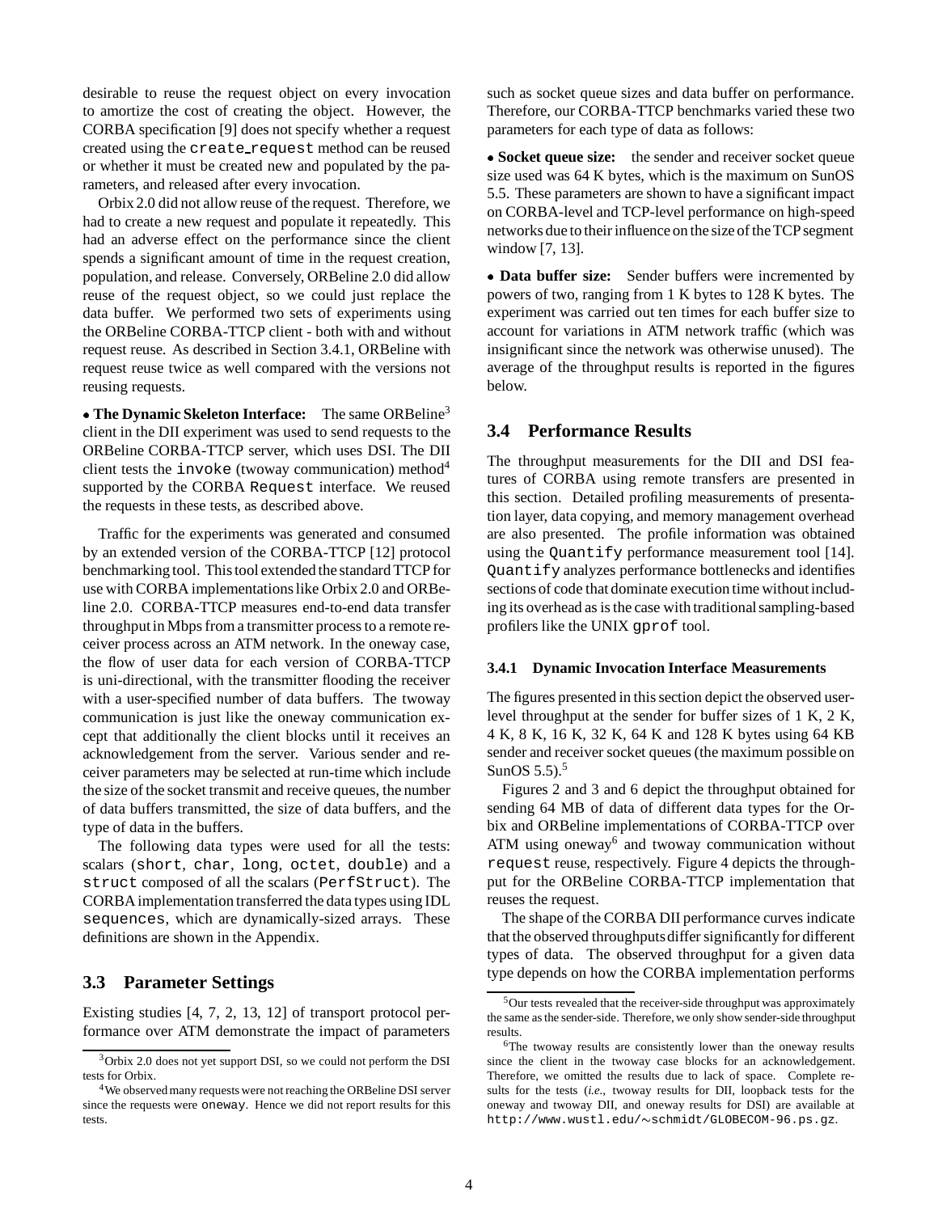desirable to reuse the request object on every invocation to amortize the cost of creating the object. However, the CORBA specification [9] does not specify whether a request created using the `create_request` method can be reused or whether it must be created new and populated by the parameters, and released after every invocation.

Orbix 2.0 did not allow reuse of the request. Therefore, we had to create a new request and populate it repeatedly. This had an adverse effect on the performance since the client spends a significant amount of time in the request creation, population, and release. Conversely, ORBeline 2.0 did allow reuse of the request object, so we could just replace the data buffer. We performed two sets of experiments using the ORBeline CORBA-TTCP client - both with and without request reuse. As described in Section 3.4.1, ORBeline with request reuse twice as well compared with the versions not reusing requests.

• **The Dynamic Skeleton Interface:** The same ORBeline[3] client in the DII experiment was used to send requests to the ORBeline CORBA-TTCP server, which uses DSI. The DII client tests the `invoke` (twoway communication) method[4] supported by the CORBA `Request` interface. We reused the requests in these tests, as described above.

Traffic for the experiments was generated and consumed by an extended version of the CORBA-TTCP [12] protocol benchmarking tool. This tool extended the standard TTCP for use with CORBA implementations like Orbix 2.0 and ORBeline 2.0. CORBA-TTCP measures end-to-end data transfer throughput in Mbps from a transmitter process to a remote receiver process across an ATM network. In the oneway case, the flow of user data for each version of CORBA-TTCP is uni-directional, with the transmitter flooding the receiver with a user-specified number of data buffers. The twoway communication is just like the oneway communication except that additionally the client blocks until it receives an acknowledgement from the server. Various sender and receiver parameters may be selected at run-time which include the size of the socket transmit and receive queues, the number of data buffers transmitted, the size of data buffers, and the type of data in the buffers.

The following data types were used for all the tests: scalars (`short`, `char`, `long`, `octet`, `double`) and a `struct` composed of all the scalars (`PerfStruct`). The CORBA implementation transferred the data types using IDL `sequences`, which are dynamically-sized arrays. These definitions are shown in the Appendix.

## 3.3 Parameter Settings

Existing studies [4, 7, 2, 13, 12] of transport protocol performance over ATM demonstrate the impact of parameters such as socket queue sizes and data buffer on performance. Therefore, our CORBA-TTCP benchmarks varied these two parameters for each type of data as follows:

• **Socket queue size:** the sender and receiver socket queue size used was 64 K bytes, which is the maximum on SunOS 5.5. These parameters are shown to have a significant impact on CORBA-level and TCP-level performance on high-speed networks due to their influence on the size of the TCP segment window [7, 13].

• **Data buffer size:** Sender buffers were incremented by powers of two, ranging from 1 K bytes to 128 K bytes. The experiment was carried out ten times for each buffer size to account for variations in ATM network traffic (which was insignificant since the network was otherwise unused). The average of the throughput results is reported in the figures below.

## 3.4 Performance Results

The throughput measurements for the DII and DSI features of CORBA using remote transfers are presented in this section. Detailed profiling measurements of presentation layer, data copying, and memory management overhead are also presented. The profile information was obtained using the `Quantify` performance measurement tool [14]. `Quantify` analyzes performance bottlenecks and identifies sections of code that dominate execution time without including its overhead as is the case with traditional sampling-based profilers like the UNIX `gprof` tool.

### 3.4.1 Dynamic Invocation Interface Measurements

The figures presented in this section depict the observed user-level throughput at the sender for buffer sizes of 1 K, 2 K, 4 K, 8 K, 16 K, 32 K, 64 K and 128 K bytes using 64 KB sender and receiver socket queues (the maximum possible on SunOS 5.5).[5]

Figures 2 and 3 and 6 depict the throughput obtained for sending 64 MB of data of different data types for the Orbix and ORBeline implementations of CORBA-TTCP over ATM using oneway[6] and twoway communication without `request` reuse, respectively. Figure 4 depicts the throughput for the ORBeline CORBA-TTCP implementation that reuses the request.

The shape of the CORBA DII performance curves indicate that the observed throughputs differ significantly for different types of data. The observed throughput for a given data type depends on how the CORBA implementation performs

---

[3] Orbix 2.0 does not yet support DSI, so we could not perform the DSI tests for Orbix.

[4] We observed many requests were not reaching the ORBeline DSI server since the requests were `oneway`. Hence we did not report results for this tests.

[5] Our tests revealed that the receiver-side throughput was approximately the same as the sender-side. Therefore, we only show sender-side throughput results.

[6] The twoway results are consistently lower than the oneway results since the client in the twoway case blocks for an acknowledgement. Therefore, we omitted the results due to lack of space. Complete results for the tests (*i.e.*, twoway results for DII, loopback tests for the oneway and twoway DII, and oneway results for DSI) are available at `http://www.wustl.edu/~schmidt/GLOBECOM-96.ps.gz`.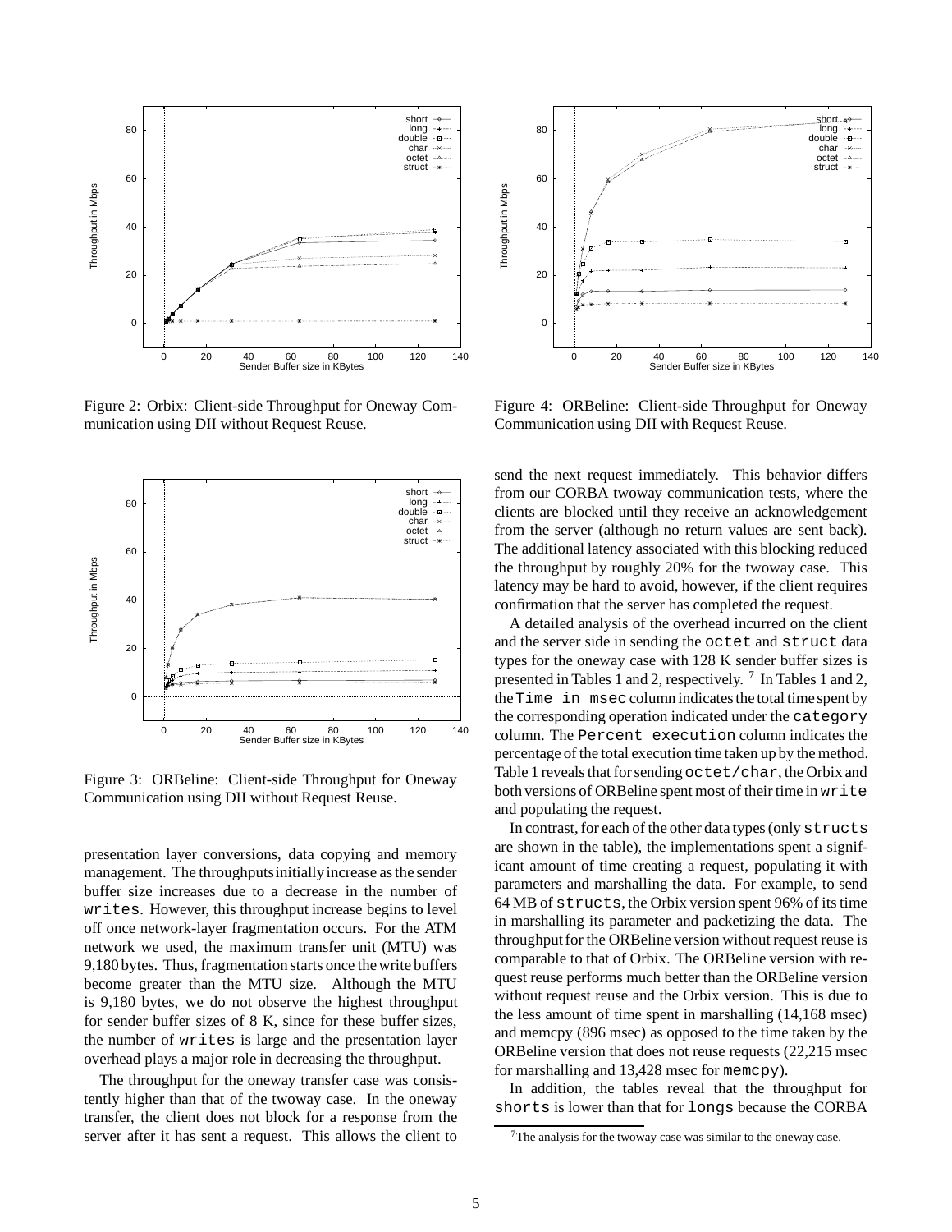Figure 2: Orbix: Client-side Throughput for Oneway Communication using DII without Request Reuse.

Figure 3: ORBeline: Client-side Throughput for Oneway Communication using DII without Request Reuse.

presentation layer conversions, data copying and memory management. The throughputs initially increase as the sender buffer size increases due to a decrease in the number of `writes`. However, this throughput increase begins to level off once network-layer fragmentation occurs. For the ATM network we used, the maximum transfer unit (MTU) was 9,180 bytes. Thus, fragmentation starts once the write buffers become greater than the MTU size. Although the MTU is 9,180 bytes, we do not observe the highest throughput for sender buffer sizes of 8 K, since for these buffer sizes, the number of `writes` is large and the presentation layer overhead plays a major role in decreasing the throughput.

The throughput for the oneway transfer case was consistently higher than that of the twoway case. In the oneway transfer, the client does not block for a response from the server after it has sent a request. This allows the client to send the next request immediately. This behavior differs from our CORBA twoway communication tests, where the clients are blocked until they receive an acknowledgement from the server (although no return values are sent back). The additional latency associated with this blocking reduced the throughput by roughly 20% for the twoway case. This latency may be hard to avoid, however, if the client requires confirmation that the server has completed the request.

Figure 4: ORBeline: Client-side Throughput for Oneway Communication using DII with Request Reuse.

A detailed analysis of the overhead incurred on the client and the server side in sending the `octet` and `struct` data types for the oneway case with 128 K sender buffer sizes is presented in Tables 1 and 2, respectively. [7] In Tables 1 and 2, the `Time in msec` column indicates the total time spent by the corresponding operation indicated under the `category` column. The `Percent execution` column indicates the percentage of the total execution time taken up by the method. Table 1 reveals that for sending `octet/char`, the Orbix and both versions of ORBeline spent most of their time in `write` and populating the request.

In contrast, for each of the other data types (only `structs` are shown in the table), the implementations spent a significant amount of time creating a request, populating it with parameters and marshalling the data. For example, to send 64 MB of `structs`, the Orbix version spent 96% of its time in marshalling its parameter and packetizing the data. The throughput for the ORBeline version without request reuse is comparable to that of Orbix. The ORBeline version with request reuse performs much better than the ORBeline version without request reuse and the Orbix version. This is due to the less amount of time spent in marshalling (14,168 msec) and memcpy (896 msec) as opposed to the time taken by the ORBeline version that does not reuse requests (22,215 msec for marshalling and 13,428 msec for `memcpy`).

In addition, the tables reveal that the throughput for `shorts` is lower than that for `longs` because the CORBA

[7] The analysis for the twoway case was similar to the oneway case.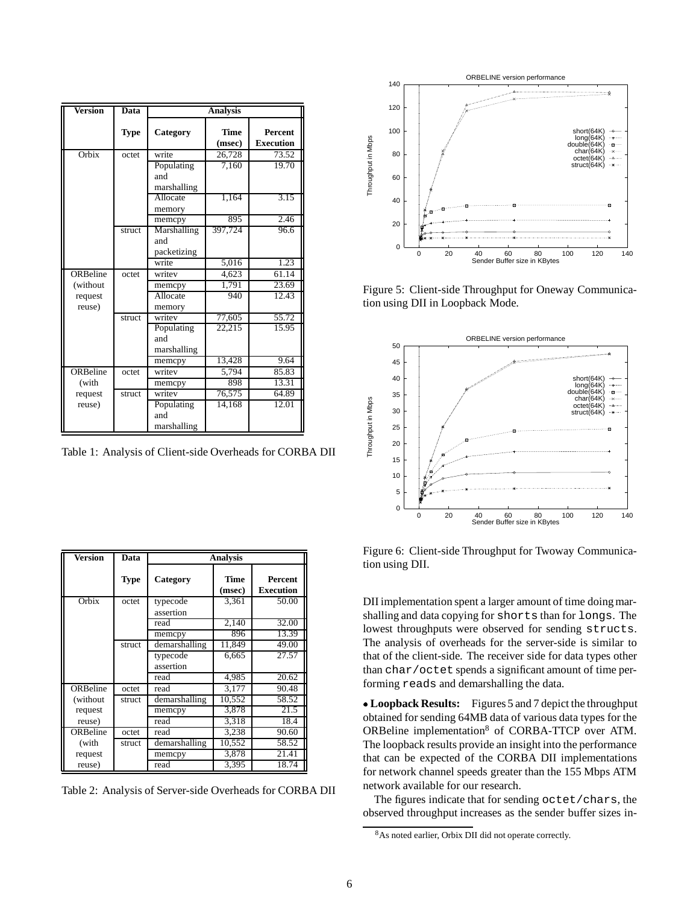| Version | Data | Analysis | | |
|---|---|---|---|---|
| | Type | Category | Time (msec) | Percent Execution |
| Orbix | octet | write | 26,728 | 73.52 |
| | | Populating and marshalling | 7,160 | 19.70 |
| | | Allocate memory | 1,164 | 3.15 |
| | | memcpy | 895 | 2.46 |
| | struct | Marshalling and packetizing | 397,724 | 96.6 |
| | | write | 5,016 | 1.23 |
| ORBeline (without request reuse) | octet | writev | 4,623 | 61.14 |
| | | memcpy | 1,791 | 23.69 |
| | | Allocate memory | 940 | 12.43 |
| | struct | writev | 77,605 | 55.72 |
| | | Populating and marshalling | 22,215 | 15.95 |
| | | memcpy | 13,428 | 9.64 |
| ORBeline (with request reuse) | octet | writev | 5,794 | 85.83 |
| | | memcpy | 898 | 13.31 |
| | struct | writev | 76,575 | 64.89 |
| | | Populating and marshalling | 14,168 | 12.01 |

Table 1: Analysis of Client-side Overheads for CORBA DII

| Version | Data | Analysis | | |
|---|---|---|---|---|
| | Type | Category | Time (msec) | Percent Execution |
| Orbix | octet | typecode assertion | 3,361 | 50.00 |
| | | read | 2,140 | 32.00 |
| | | memcpy | 896 | 13.39 |
| | struct | demarshalling | 11,849 | 49.00 |
| | | typecode assertion | 6,665 | 27.57 |
| | | read | 4,985 | 20.62 |
| ORBeline (without request reuse) | octet | read | 3,177 | 90.48 |
| | struct | demarshalling | 10,552 | 58.52 |
| | | memcpy | 3,878 | 21.5 |
| | | read | 3,318 | 18.4 |
| ORBeline (with request reuse) | octet | read | 3,238 | 90.60 |
| | struct | demarshalling | 10,552 | 58.52 |
| | | memcpy | 3,878 | 21.41 |
| | | read | 3,395 | 18.74 |

Table 2: Analysis of Server-side Overheads for CORBA DII

Figure 5: Client-side Throughput for Oneway Communication using DII in Loopback Mode.

Figure 6: Client-side Throughput for Twoway Communication using DII.

DII implementation spent a larger amount of time doing marshalling and data copying for `shorts` than for `longs`. The lowest throughputs were observed for sending `structs`. The analysis of overheads for the server-side is similar to that of the client-side. The receiver side for data types other than `char/octet` spends a significant amount of time performing `reads` and demarshalling the data.

• **Loopback Results:** Figures 5 and 7 depict the throughput obtained for sending 64MB data of various data types for the ORBeline implementation[8] of CORBA-TTCP over ATM. The loopback results provide an insight into the performance that can be expected of the CORBA DII implementations for network channel speeds greater than the 155 Mbps ATM network available for our research.

The figures indicate that for sending `octet/chars`, the observed throughput increases as the sender buffer sizes in-

[8] As noted earlier, Orbix DII did not operate correctly.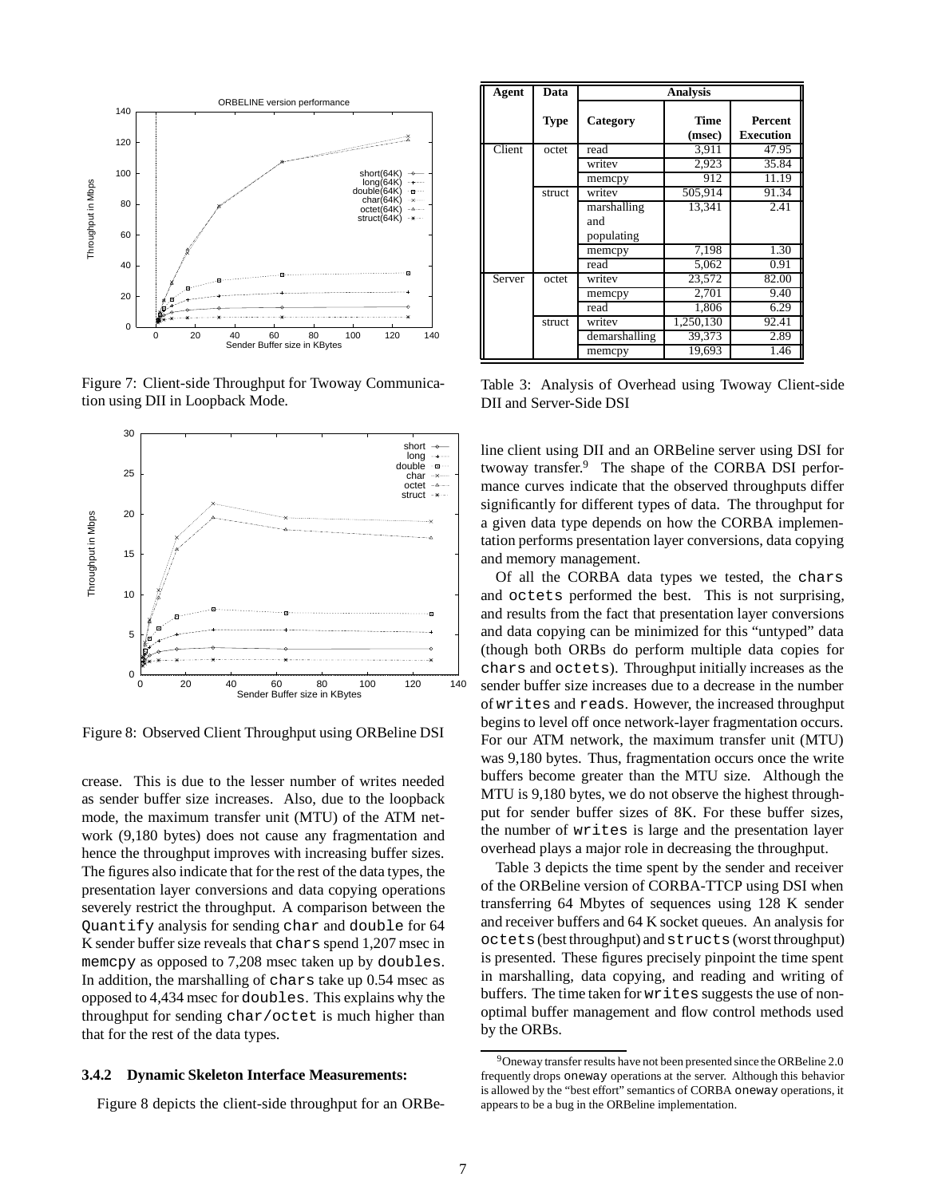Figure 7: Client-side Throughput for Twoway Communication using DII in Loopback Mode.

Figure 8: Observed Client Throughput using ORBeline DSI

crease. This is due to the lesser number of writes needed as sender buffer size increases. Also, due to the loopback mode, the maximum transfer unit (MTU) of the ATM network (9,180 bytes) does not cause any fragmentation and hence the throughput improves with increasing buffer sizes. The figures also indicate that for the rest of the data types, the presentation layer conversions and data copying operations severely restrict the throughput. A comparison between the `Quantify` analysis for sending `char` and `double` for 64 K sender buffer size reveals that `chars` spend 1,207 msec in `memcpy` as opposed to 7,208 msec taken up by `doubles`. In addition, the marshalling of `chars` take up 0.54 msec as opposed to 4,434 msec for `doubles`. This explains why the throughput for sending `char/octet` is much higher than that for the rest of the data types.

### 3.4.2 Dynamic Skeleton Interface Measurements:

Figure 8 depicts the client-side throughput for an ORBeline client using DII and an ORBeline server using DSI for twoway transfer.[9] The shape of the CORBA DSI performance curves indicate that the observed throughputs differ significantly for different types of data. The throughput for a given data type depends on how the CORBA implementation performs presentation layer conversions, data copying and memory management.

| Agent | Data Type | Category | Time (msec) | Percent Execution |
|---|---|---|---|---|
| Client | octet | read | 3,911 | 47.95 |
| | | writev | 2,923 | 35.84 |
| | | memcpy | 912 | 11.19 |
| | struct | writev | 505,914 | 91.34 |
| | | marshalling and populating | 13,341 | 2.41 |
| | | memcpy | 7,198 | 1.30 |
| | | read | 5,062 | 0.91 |
| Server | octet | writev | 23,572 | 82.00 |
| | | memcpy | 2,701 | 9.40 |
| | | read | 1,806 | 6.29 |
| | struct | writev | 1,250,130 | 92.41 |
| | | demarshalling | 39,373 | 2.89 |
| | | memcpy | 19,693 | 1.46 |

Table 3: Analysis of Overhead using Twoway Client-side DII and Server-Side DSI

Of all the CORBA data types we tested, the `chars` and `octets` performed the best. This is not surprising, and results from the fact that presentation layer conversions and data copying can be minimized for this "untyped" data (though both ORBs do perform multiple data copies for `chars` and `octets`). Throughput initially increases as the sender buffer size increases due to a decrease in the number of `writes` and `reads`. However, the increased throughput begins to level off once network-layer fragmentation occurs. For our ATM network, the maximum transfer unit (MTU) was 9,180 bytes. Thus, fragmentation occurs once the write buffers become greater than the MTU size. Although the MTU is 9,180 bytes, we do not observe the highest throughput for sender buffer sizes of 8K. For these buffer sizes, the number of `writes` is large and the presentation layer overhead plays a major role in decreasing the throughput.

Table 3 depicts the time spent by the sender and receiver of the ORBeline version of CORBA-TTCP using DSI when transferring 64 Mbytes of sequences using 128 K sender and receiver buffers and 64 K socket queues. An analysis for `octets` (best throughput) and `structs` (worst throughput) is presented. These figures precisely pinpoint the time spent in marshalling, data copying, and reading and writing of buffers. The time taken for `writes` suggests the use of non-optimal buffer management and flow control methods used by the ORBs.

[9] Oneway transfer results have not been presented since the ORBeline 2.0 frequently drops `oneway` operations at the server. Although this behavior is allowed by the "best effort" semantics of CORBA `oneway` operations, it appears to be a bug in the ORBeline implementation.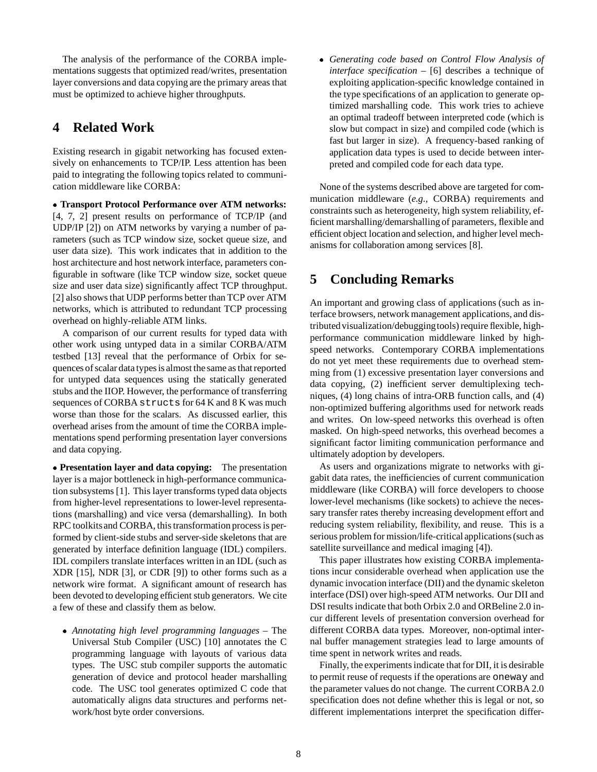The analysis of the performance of the CORBA implementations suggests that optimized read/writes, presentation layer conversions and data copying are the primary areas that must be optimized to achieve higher throughputs.

# 4 Related Work

Existing research in gigabit networking has focused extensively on enhancements to TCP/IP. Less attention has been paid to integrating the following topics related to communication middleware like CORBA:

• **Transport Protocol Performance over ATM networks:** [4, 7, 2] present results on performance of TCP/IP (and UDP/IP [2]) on ATM networks by varying a number of parameters (such as TCP window size, socket queue size, and user data size). This work indicates that in addition to the host architecture and host network interface, parameters configurable in software (like TCP window size, socket queue size and user data size) significantly affect TCP throughput. [2] also shows that UDP performs better than TCP over ATM networks, which is attributed to redundant TCP processing overhead on highly-reliable ATM links.

A comparison of our current results for typed data with other work using untyped data in a similar CORBA/ATM testbed [13] reveal that the performance of Orbix for sequences of scalar data types is almost the same as that reported for untyped data sequences using the statically generated stubs and the IIOP. However, the performance of transferring sequences of CORBA `structs` for 64 K and 8 K was much worse than those for the scalars. As discussed earlier, this overhead arises from the amount of time the CORBA implementations spend performing presentation layer conversions and data copying.

• **Presentation layer and data copying:** The presentation layer is a major bottleneck in high-performance communication subsystems [1]. This layer transforms typed data objects from higher-level representations to lower-level representations (marshalling) and vice versa (demarshalling). In both RPC toolkits and CORBA, this transformation process is performed by client-side stubs and server-side skeletons that are generated by interface definition language (IDL) compilers. IDL compilers translate interfaces written in an IDL (such as XDR [15], NDR [3], or CDR [9]) to other forms such as a network wire format. A significant amount of research has been devoted to developing efficient stub generators. We cite a few of these and classify them as below.

- *Annotating high level programming languages* – The Universal Stub Compiler (USC) [10] annotates the C programming language with layouts of various data types. The USC stub compiler supports the automatic generation of device and protocol header marshalling code. The USC tool generates optimized C code that automatically aligns data structures and performs network/host byte order conversions.

- *Generating code based on Control Flow Analysis of interface specification* – [6] describes a technique of exploiting application-specific knowledge contained in the type specifications of an application to generate optimized marshalling code. This work tries to achieve an optimal tradeoff between interpreted code (which is slow but compact in size) and compiled code (which is fast but larger in size). A frequency-based ranking of application data types is used to decide between interpreted and compiled code for each data type.

None of the systems described above are targeted for communication middleware (*e.g.*, CORBA) requirements and constraints such as heterogeneity, high system reliability, efficient marshalling/demarshalling of parameters, flexible and efficient object location and selection, and higher level mechanisms for collaboration among services [8].

# 5 Concluding Remarks

An important and growing class of applications (such as interface browsers, network management applications, and distributed visualization/debugging tools) require flexible, high-performance communication middleware linked by high-speed networks. Contemporary CORBA implementations do not yet meet these requirements due to overhead stemming from (1) excessive presentation layer conversions and data copying, (2) inefficient server demultiplexing techniques, (4) long chains of intra-ORB function calls, and (4) non-optimized buffering algorithms used for network reads and writes. On low-speed networks this overhead is often masked. On high-speed networks, this overhead becomes a significant factor limiting communication performance and ultimately adoption by developers.

As users and organizations migrate to networks with gigabit data rates, the inefficiencies of current communication middleware (like CORBA) will force developers to choose lower-level mechanisms (like sockets) to achieve the necessary transfer rates thereby increasing development effort and reducing system reliability, flexibility, and reuse. This is a serious problem for mission/life-critical applications (such as satellite surveillance and medical imaging [4]).

This paper illustrates how existing CORBA implementations incur considerable overhead when application use the dynamic invocation interface (DII) and the dynamic skeleton interface (DSI) over high-speed ATM networks. Our DII and DSI results indicate that both Orbix 2.0 and ORBeline 2.0 incur different levels of presentation conversion overhead for different CORBA data types. Moreover, non-optimal internal buffer management strategies lead to large amounts of time spent in network writes and reads.

Finally, the experiments indicate that for DII, it is desirable to permit reuse of requests if the operations are `oneway` and the parameter values do not change. The current CORBA 2.0 specification does not define whether this is legal or not, so different implementations interpret the specification differ-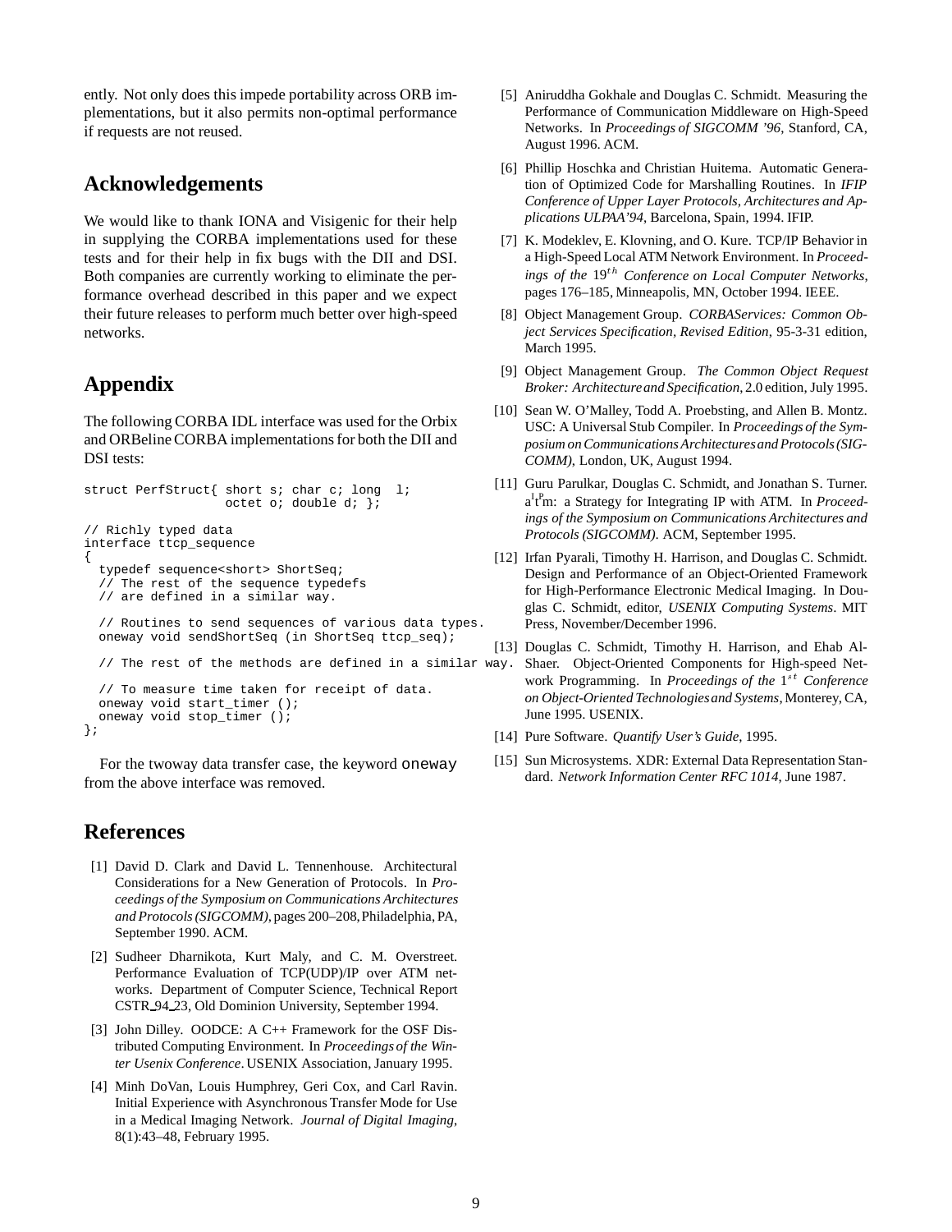ently. Not only does this impede portability across ORB implementations, but it also permits non-optimal performance if requests are not reused.

## Acknowledgements

We would like to thank IONA and Visigenic for their help in supplying the CORBA implementations used for these tests and for their help in fix bugs with the DII and DSI. Both companies are currently working to eliminate the performance overhead described in this paper and we expect their future releases to perform much better over high-speed networks.

## Appendix

The following CORBA IDL interface was used for the Orbix and ORBeline CORBA implementations for both the DII and DSI tests:

```
struct PerfStruct{ short s; char c; long  l;
                   octet o; double d; };

// Richly typed data
interface ttcp_sequence
{
  typedef sequence<short> ShortSeq;
  // The rest of the sequence typedefs
  // are defined in a similar way.

  // Routines to send sequences of various data types.
  oneway void sendShortSeq (in ShortSeq ttcp_seq);

  // The rest of the methods are defined in a similar way.

  // To measure time taken for receipt of data.
  oneway void start_timer ();
  oneway void stop_timer ();
};
```

For the twoway data transfer case, the keyword `oneway` from the above interface was removed.

## References

[1] David D. Clark and David L. Tennenhouse. Architectural Considerations for a New Generation of Protocols. In *Proceedings of the Symposium on Communications Architectures and Protocols (SIGCOMM)*, pages 200–208, Philadelphia, PA, September 1990. ACM.

[2] Sudheer Dharnikota, Kurt Maly, and C. M. Overstreet. Performance Evaluation of TCP(UDP)/IP over ATM networks. Department of Computer Science, Technical Report CSTR_94_23, Old Dominion University, September 1994.

[3] John Dilley. OODCE: A C++ Framework for the OSF Distributed Computing Environment. In *Proceedings of the Winter Usenix Conference*. USENIX Association, January 1995.

[4] Minh DoVan, Louis Humphrey, Geri Cox, and Carl Ravin. Initial Experience with Asynchronous Transfer Mode for Use in a Medical Imaging Network. *Journal of Digital Imaging*, 8(1):43–48, February 1995.

[5] Aniruddha Gokhale and Douglas C. Schmidt. Measuring the Performance of Communication Middleware on High-Speed Networks. In *Proceedings of SIGCOMM '96*, Stanford, CA, August 1996. ACM.

[6] Phillip Hoschka and Christian Huitema. Automatic Generation of Optimized Code for Marshalling Routines. In *IFIP Conference of Upper Layer Protocols, Architectures and Applications ULPAA'94*, Barcelona, Spain, 1994. IFIP.

[7] K. Modeklev, E. Klovning, and O. Kure. TCP/IP Behavior in a High-Speed Local ATM Network Environment. In *Proceedings of the* $19^{th}$ *Conference on Local Computer Networks*, pages 176–185, Minneapolis, MN, October 1994. IEEE.

[8] Object Management Group. *CORBAServices: Common Object Services Specification, Revised Edition*, 95-3-31 edition, March 1995.

[9] Object Management Group. *The Common Object Request Broker: Architecture and Specification*, 2.0 edition, July 1995.

[10] Sean W. O'Malley, Todd A. Proebsting, and Allen B. Montz. USC: A Universal Stub Compiler. In *Proceedings of the Symposium on Communications Architectures and Protocols (SIGCOMM)*, London, UK, August 1994.

[11] Guru Parulkar, Douglas C. Schmidt, and Jonathan S. Turner. $a^{I}t^{P}m$: a Strategy for Integrating IP with ATM. In *Proceedings of the Symposium on Communications Architectures and Protocols (SIGCOMM)*. ACM, September 1995.

[12] Irfan Pyarali, Timothy H. Harrison, and Douglas C. Schmidt. Design and Performance of an Object-Oriented Framework for High-Performance Electronic Medical Imaging. In Douglas C. Schmidt, editor, *USENIX Computing Systems*. MIT Press, November/December 1996.

[13] Douglas C. Schmidt, Timothy H. Harrison, and Ehab Al-Shaer. Object-Oriented Components for High-speed Network Programming. In *Proceedings of the* $1^{st}$ *Conference on Object-Oriented Technologies and Systems*, Monterey, CA, June 1995. USENIX.

[14] Pure Software. *Quantify User's Guide*, 1995.

[15] Sun Microsystems. XDR: External Data Representation Standard. *Network Information Center RFC 1014*, June 1987.